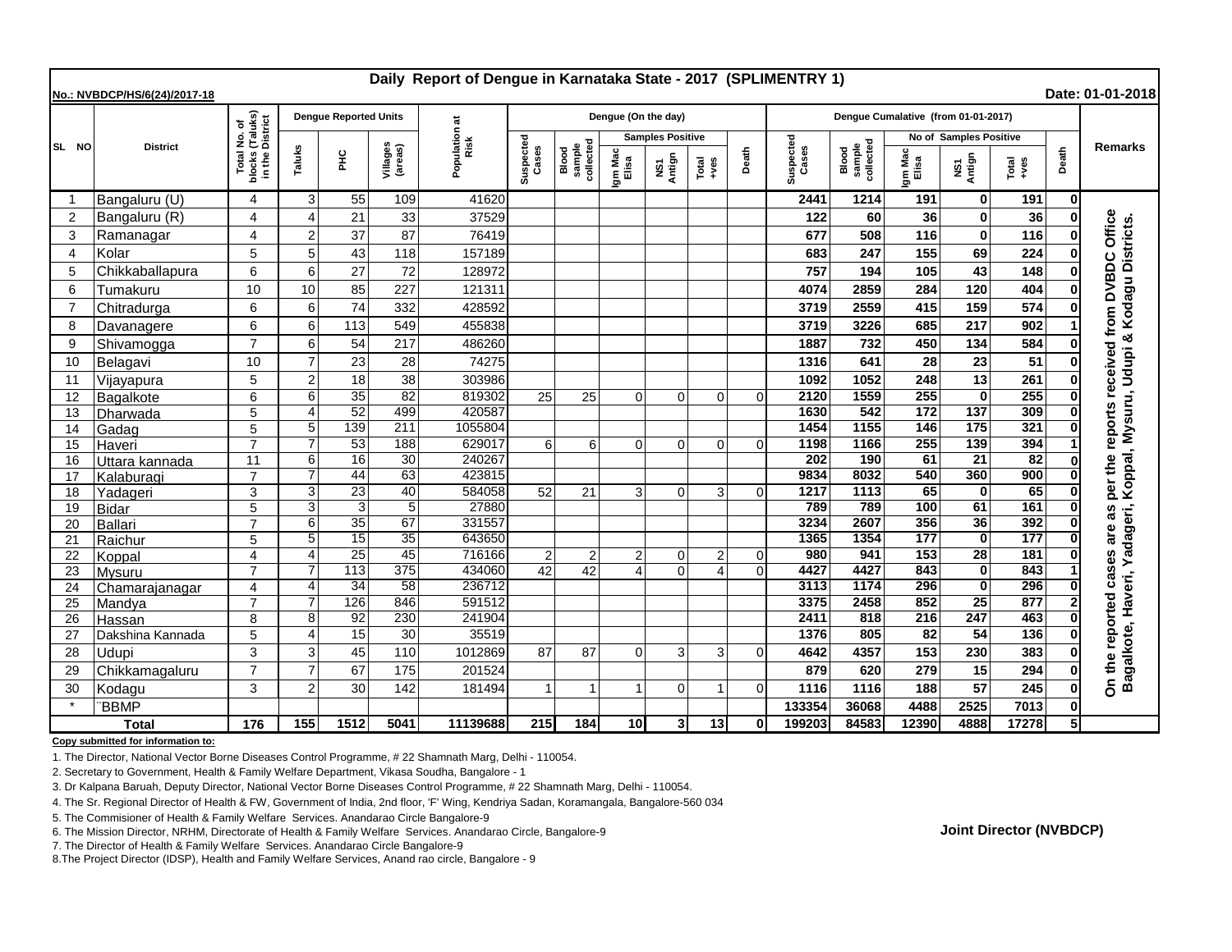# Daily Report of Dengue in Karnataka State - 2017 (SPLIMENTRY 1)

**No.: NVBDCP/HS/6(24)/2017-18** | **Date: 01-01-2018**

| SL NO | District | Total No. of blocks (Taluks) in the District | Dengue Reported Units | | | Population at Risk | Dengue (On the day) | | | | | | Dengue Cumalative (from 01-01-2017) | | | | | | Remarks |
|---|---|---|---|---|---|---|---|---|---|---|---|---|---|---|---|---|---|---|---|
| | | | Taluks | PHC | Villages (areas) | | Suspected Cases | Blood sample collected | Samples Positive | | | Death | Suspected Cases | Blood sample collected | No of Samples Positive | | | Death | |
| | | | | | | | | | Igm Mac Elisa | NS1 Antign | Total +ves | | | | Igm Mac Elisa | NS1 Antign | Total +ves | | |
| 1 | Bangaluru (U) | 4 | 3 | 55 | 109 | 41620 | | | | | | | 2441 | 1214 | 191 | 0 | 191 | 0 | On the reported cases are as per the reports received from DVBDC Office Bagalkote, Haveri, Yadageri, Koppal, Mysuru, Udupi & Kodagu Districts. |
| 2 | Bangaluru (R) | 4 | 4 | 21 | 33 | 37529 | | | | | | | 122 | 60 | 36 | 0 | 36 | 0 | |
| 3 | Ramanagar | 4 | 2 | 37 | 87 | 76419 | | | | | | | 677 | 508 | 116 | 0 | 116 | 0 | |
| 4 | Kolar | 5 | 5 | 43 | 118 | 157189 | | | | | | | 683 | 247 | 155 | 69 | 224 | 0 | |
| 5 | Chikkaballapura | 6 | 6 | 27 | 72 | 128972 | | | | | | | 757 | 194 | 105 | 43 | 148 | 0 | |
| 6 | Tumakuru | 10 | 10 | 85 | 227 | 121311 | | | | | | | 4074 | 2859 | 284 | 120 | 404 | 0 | |
| 7 | Chitradurga | 6 | 6 | 74 | 332 | 428592 | | | | | | | 3719 | 2559 | 415 | 159 | 574 | 0 | |
| 8 | Davanagere | 6 | 6 | 113 | 549 | 455838 | | | | | | | 3719 | 3226 | 685 | 217 | 902 | 1 | |
| 9 | Shivamogga | 7 | 6 | 54 | 217 | 486260 | | | | | | | 1887 | 732 | 450 | 134 | 584 | 0 | |
| 10 | Belagavi | 10 | 7 | 23 | 28 | 74275 | | | | | | | 1316 | 641 | 28 | 23 | 51 | 0 | |
| 11 | Vijayapura | 5 | 2 | 18 | 38 | 303986 | | | | | | | 1092 | 1052 | 248 | 13 | 261 | 0 | |
| 12 | Bagalkote | 6 | 6 | 35 | 82 | 819302 | 25 | 25 | 0 | 0 | 0 | 0 | 2120 | 1559 | 255 | 0 | 255 | 0 | |
| 13 | Dharwada | 5 | 4 | 52 | 499 | 420587 | | | | | | | 1630 | 542 | 172 | 137 | 309 | 0 | |
| 14 | Gadag | 5 | 5 | 139 | 211 | 1055804 | | | | | | | 1454 | 1155 | 146 | 175 | 321 | 0 | |
| 15 | Haveri | 7 | 7 | 53 | 188 | 629017 | 6 | 6 | 0 | 0 | 0 | 0 | 1198 | 1166 | 255 | 139 | 394 | 1 | |
| 16 | Uttara kannada | 11 | 6 | 16 | 30 | 240267 | | | | | | | 202 | 190 | 61 | 21 | 82 | 0 | |
| 17 | Kalaburagi | 7 | 7 | 44 | 63 | 423815 | | | | | | | 9834 | 8032 | 540 | 360 | 900 | 0 | |
| 18 | Yadageri | 3 | 3 | 23 | 40 | 584058 | 52 | 21 | 3 | 0 | 3 | 0 | 1217 | 1113 | 65 | 0 | 65 | 0 | |
| 19 | Bidar | 5 | 3 | 3 | 5 | 27880 | | | | | | | 789 | 789 | 100 | 61 | 161 | 0 | |
| 20 | Ballari | 7 | 6 | 35 | 67 | 331557 | | | | | | | 3234 | 2607 | 356 | 36 | 392 | 0 | |
| 21 | Raichur | 5 | 5 | 15 | 35 | 643650 | | | | | | | 1365 | 1354 | 177 | 0 | 177 | 0 | |
| 22 | Koppal | 4 | 4 | 25 | 45 | 716166 | 2 | 2 | 2 | 0 | 2 | 0 | 980 | 941 | 153 | 28 | 181 | 0 | |
| 23 | Mysuru | 7 | 7 | 113 | 375 | 434060 | 42 | 42 | 4 | 0 | 4 | 0 | 4427 | 4427 | 843 | 0 | 843 | 1 | |
| 24 | Chamarajanagar | 4 | 4 | 34 | 58 | 236712 | | | | | | | 3113 | 1174 | 296 | 0 | 296 | 0 | |
| 25 | Mandya | 7 | 7 | 126 | 846 | 591512 | | | | | | | 3375 | 2458 | 852 | 25 | 877 | 2 | |
| 26 | Hassan | 8 | 8 | 92 | 230 | 241904 | | | | | | | 2411 | 818 | 216 | 247 | 463 | 0 | |
| 27 | Dakshina Kannada | 5 | 4 | 15 | 30 | 35519 | | | | | | | 1376 | 805 | 82 | 54 | 136 | 0 | |
| 28 | Udupi | 3 | 3 | 45 | 110 | 1012869 | 87 | 87 | 0 | 3 | 3 | 0 | 4642 | 4357 | 153 | 230 | 383 | 0 | |
| 29 | Chikkamagaluru | 7 | 7 | 67 | 175 | 201524 | | | | | | | 879 | 620 | 279 | 15 | 294 | 0 | |
| 30 | Kodagu | 3 | 2 | 30 | 142 | 181494 | 1 | 1 | 1 | 0 | 1 | 0 | 1116 | 1116 | 188 | 57 | 245 | 0 | |
| * | BBMP | | | | | | | | | | | | 133354 | 36068 | 4488 | 2525 | 7013 | 0 | |
| **Total** | | **176** | **155** | **1512** | **5041** | **11139688** | **215** | **184** | **10** | **3** | **13** | **0** | **199203** | **84583** | **12390** | **4888** | **17278** | **5** | |

**Copy submitted for information to:**

1. The Director, National Vector Borne Diseases Control Programme, # 22 Shamnath Marg, Delhi - 110054.
2. Secretary to Government, Health & Family Welfare Department, Vikasa Soudha, Bangalore - 1
3. Dr Kalpana Baruah, Deputy Director, National Vector Borne Diseases Control Programme, # 22 Shamnath Marg, Delhi - 110054.
4. The Sr. Regional Director of Health & FW, Government of India, 2nd floor, 'F' Wing, Kendriya Sadan, Koramangala, Bangalore-560 034
5. The Commisioner of Health & Family Welfare Services. Anandarao Circle Bangalore-9
6. The Mission Director, NRHM, Directorate of Health & Family Welfare Services. Anandarao Circle, Bangalore-9
7. The Director of Health & Family Welfare Services. Anandarao Circle Bangalore-9
8. The Project Director (IDSP), Health and Family Welfare Services, Anand rao circle, Bangalore - 9

**Joint Director (NVBDCP)**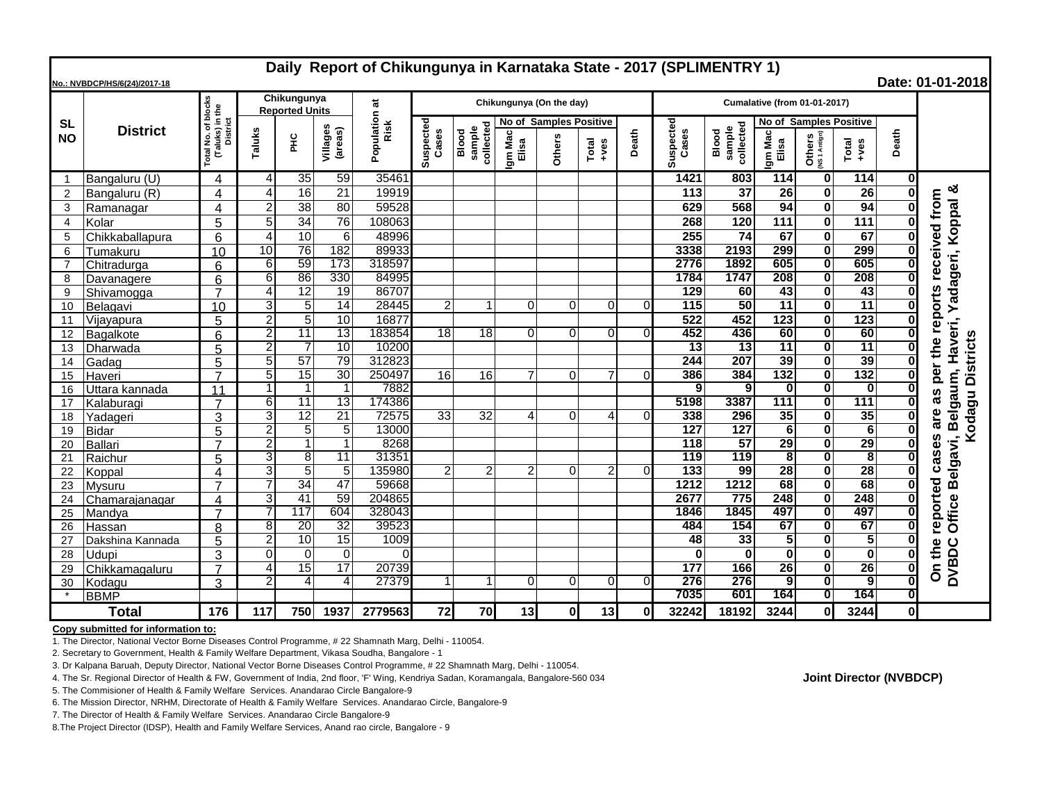# Daily Report of Chikungunya in Karnataka State - 2017 (SPLIMENTRY 1)

No.: NVBDCP/HS/6(24)/2017-18

**Date: 01-01-2018**

| SL NO | District | Total No. of blocks (Taluks) in the District | Chikungunya Reported Units | | | Population at Risk | Chikungunya (On the day) | | | | | | Cumalative (from 01-01-2017) | | | | | | |
|---|---|---|---|---|---|---|---|---|---|---|---|---|---|---|---|---|---|---|---|
| | | | Taluks | PHC | Villages (areas) | | Suspected Cases | Blood sample collected | No of Samples Positive | | | Death | Suspected Cases | Blood sample collected | No of Samples Positive | | | Death | |
| | | | | | | | | | Igm Mac Elisa | Others | Total +ves | | | | Igm Mac Elisa | Others (NS 1 Antign) | Total +ves | | |
| 1 | Bangaluru (U) | 4 | 4 | 35 | 59 | 35461 | | | | | | | 1421 | 803 | 114 | 0 | 114 | 0 | On the reported cases are as per the reports received from DVBDC Office Belgavi, Belgaum, Haveri, Yadageri, Koppal & Kodagu Districts |
| 2 | Bangaluru (R) | 4 | 4 | 16 | 21 | 19919 | | | | | | | 113 | 37 | 26 | 0 | 26 | 0 | |
| 3 | Ramanagar | 4 | 2 | 38 | 80 | 59528 | | | | | | | 629 | 568 | 94 | 0 | 94 | 0 | |
| 4 | Kolar | 5 | 5 | 34 | 76 | 108063 | | | | | | | 268 | 120 | 111 | 0 | 111 | 0 | |
| 5 | Chikkaballapura | 6 | 4 | 10 | 6 | 48996 | | | | | | | 255 | 74 | 67 | 0 | 67 | 0 | |
| 6 | Tumakuru | 10 | 10 | 76 | 182 | 89933 | | | | | | | 3338 | 2193 | 299 | 0 | 299 | 0 | |
| 7 | Chitradurga | 6 | 6 | 59 | 173 | 318597 | | | | | | | 2776 | 1892 | 605 | 0 | 605 | 0 | |
| 8 | Davanagere | 6 | 6 | 86 | 330 | 84995 | | | | | | | 1784 | 1747 | 208 | 0 | 208 | 0 | |
| 9 | Shivamogga | 7 | 4 | 12 | 19 | 86707 | | | | | | | 129 | 60 | 43 | 0 | 43 | 0 | |
| 10 | Belagavi | 10 | 3 | 5 | 14 | 28445 | 2 | 1 | 0 | 0 | 0 | 0 | 115 | 50 | 11 | 0 | 11 | 0 | |
| 11 | Vijayapura | 5 | 2 | 5 | 10 | 16877 | | | | | | | 522 | 452 | 123 | 0 | 123 | 0 | |
| 12 | Bagalkote | 6 | 2 | 11 | 13 | 183854 | 18 | 18 | 0 | 0 | 0 | 0 | 452 | 436 | 60 | 0 | 60 | 0 | |
| 13 | Dharwada | 5 | 2 | 7 | 10 | 10200 | | | | | | | 13 | 13 | 11 | 0 | 11 | 0 | |
| 14 | Gadag | 5 | 5 | 57 | 79 | 312823 | | | | | | | 244 | 207 | 39 | 0 | 39 | 0 | |
| 15 | Haveri | 7 | 5 | 15 | 30 | 250497 | 16 | 16 | 7 | 0 | 7 | 0 | 386 | 384 | 132 | 0 | 132 | 0 | |
| 16 | Uttara kannada | 11 | 1 | 1 | 1 | 7882 | | | | | | | 9 | 9 | 0 | 0 | 0 | 0 | |
| 17 | Kalaburagi | 7 | 6 | 11 | 13 | 174386 | | | | | | | 5198 | 3387 | 111 | 0 | 111 | 0 | |
| 18 | Yadageri | 3 | 3 | 12 | 21 | 72575 | 33 | 32 | 4 | 0 | 4 | 0 | 338 | 296 | 35 | 0 | 35 | 0 | |
| 19 | Bidar | 5 | 2 | 5 | 5 | 13000 | | | | | | | 127 | 127 | 6 | 0 | 6 | 0 | |
| 20 | Ballari | 7 | 2 | 1 | 1 | 8268 | | | | | | | 118 | 57 | 29 | 0 | 29 | 0 | |
| 21 | Raichur | 5 | 3 | 8 | 11 | 31351 | | | | | | | 119 | 119 | 8 | 0 | 8 | 0 | |
| 22 | Koppal | 4 | 3 | 5 | 5 | 135980 | 2 | 2 | 2 | 0 | 2 | 0 | 133 | 99 | 28 | 0 | 28 | 0 | |
| 23 | Mysuru | 7 | 7 | 34 | 47 | 59668 | | | | | | | 1212 | 1212 | 68 | 0 | 68 | 0 | |
| 24 | Chamarajanagar | 4 | 3 | 41 | 59 | 204865 | | | | | | | 2677 | 775 | 248 | 0 | 248 | 0 | |
| 25 | Mandya | 7 | 7 | 117 | 604 | 328043 | | | | | | | 1846 | 1845 | 497 | 0 | 497 | 0 | |
| 26 | Hassan | 8 | 8 | 20 | 32 | 39523 | | | | | | | 484 | 154 | 67 | 0 | 67 | 0 | |
| 27 | Dakshina Kannada | 5 | 2 | 10 | 15 | 1009 | | | | | | | 48 | 33 | 5 | 0 | 5 | 0 | |
| 28 | Udupi | 3 | 0 | 0 | 0 | 0 | | | | | | | 0 | 0 | 0 | 0 | 0 | 0 | |
| 29 | Chikkamagaluru | 7 | 4 | 15 | 17 | 20739 | | | | | | | 177 | 166 | 26 | 0 | 26 | 0 | |
| 30 | Kodagu | 3 | 2 | 4 | 4 | 27379 | 1 | 1 | 0 | 0 | 0 | 0 | 276 | 276 | 9 | 0 | 9 | 0 | |
| * | BBMP | | | | | | | | | | | | 7035 | 601 | 164 | 0 | 164 | 0 | |
| **Total** | | **176** | **117** | **750** | **1937** | **2779563** | **72** | **70** | **13** | **0** | **13** | **0** | **32242** | **18192** | **3244** | **0** | **3244** | **0** | |

**Copy submitted for information to:**

1. The Director, National Vector Borne Diseases Control Programme, # 22 Shamnath Marg, Delhi - 110054.
2. Secretary to Government, Health & Family Welfare Department, Vikasa Soudha, Bangalore - 1
3. Dr Kalpana Baruah, Deputy Director, National Vector Borne Diseases Control Programme, # 22 Shamnath Marg, Delhi - 110054.
4. The Sr. Regional Director of Health & FW, Government of India, 2nd floor, 'F' Wing, Kendriya Sadan, Koramangala, Bangalore-560 034
5. The Commisioner of Health & Family Welfare Services. Anandarao Circle Bangalore-9
6. The Mission Director, NRHM, Directorate of Health & Family Welfare Services. Anandarao Circle, Bangalore-9
7. The Director of Health & Family Welfare Services. Anandarao Circle Bangalore-9
8. The Project Director (IDSP), Health and Family Welfare Services, Anand rao circle, Bangalore - 9

**Joint Director (NVBDCP)**